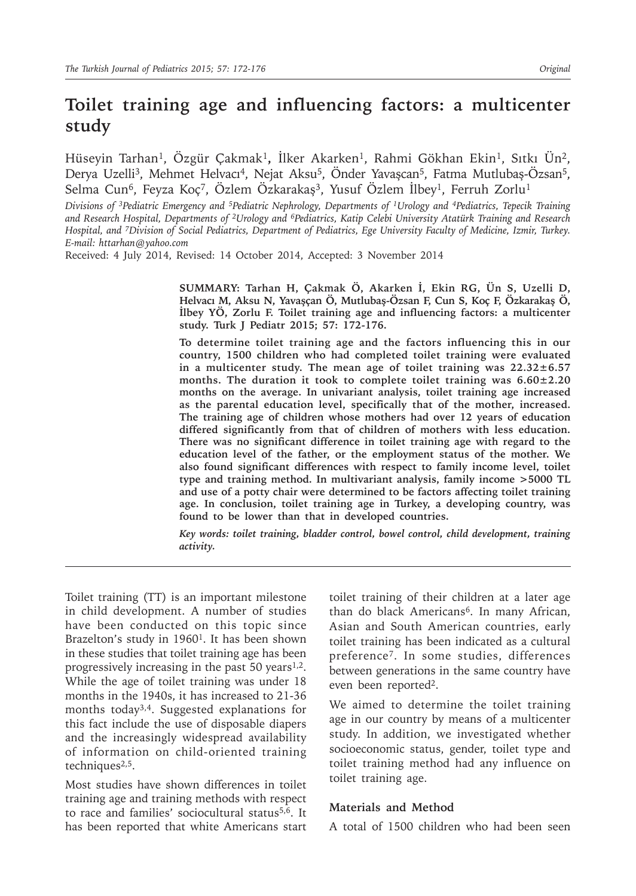# Toilet training age and influencing factors: a multicenter study

Hüseyin Tarhan[1], Özgür Çakmak[1], İlker Akarken[1], Rahmi Gökhan Ekin[1], Sıtkı Ün[2], Derya Uzelli[3], Mehmet Helvacı[4], Nejat Aksu[5], Önder Yavaşçan[5], Fatma Mutlubaş-Özsan[5], Selma Cun[6], Feyza Koç[7], Özlem Özkarakaş[3], Yusuf Özlem İlbey[1], Ferruh Zorlu[1]

*Divisions of [3]Pediatric Emergency and [5]Pediatric Nephrology, Departments of [1]Urology and [4]Pediatrics, Tepecik Training and Research Hospital, Departments of [2]Urology and [6]Pediatrics, Katip Celebi University Atatürk Training and Research Hospital, and [7]Division of Social Pediatrics, Department of Pediatrics, Ege University Faculty of Medicine, Izmir, Turkey. E-mail: httarhan@yahoo.com*

Received: 4 July 2014, Revised: 14 October 2014, Accepted: 3 November 2014

**SUMMARY: Tarhan H, Çakmak Ö, Akarken İ, Ekin RG, Ün S, Uzelli D, Helvacı M, Aksu N, Yavaşçan Ö, Mutlubaş-Özsan F, Cun S, Koç F, Özkarakaş Ö, İlbey YÖ, Zorlu F. Toilet training age and influencing factors: a multicenter study. Turk J Pediatr 2015; 57: 172-176.**

**To determine toilet training age and the factors influencing this in our country, 1500 children who had completed toilet training were evaluated in a multicenter study. The mean age of toilet training was 22.32±6.57 months. The duration it took to complete toilet training was 6.60±2.20 months on the average. In univariant analysis, toilet training age increased as the parental education level, specifically that of the mother, increased. The training age of children whose mothers had over 12 years of education differed significantly from that of children of mothers with less education. There was no significant difference in toilet training age with regard to the education level of the father, or the employment status of the mother. We also found significant differences with respect to family income level, toilet type and training method. In multivariant analysis, family income >5000 TL and use of a potty chair were determined to be factors affecting toilet training age. In conclusion, toilet training age in Turkey, a developing country, was found to be lower than that in developed countries.**

***Key words:** toilet training, bladder control, bowel control, child development, training activity.*

Toilet training (TT) is an important milestone in child development. A number of studies have been conducted on this topic since Brazelton's study in 1960[1]. It has been shown in these studies that toilet training age has been progressively increasing in the past 50 years[1,2]. While the age of toilet training was under 18 months in the 1940s, it has increased to 21-36 months today[3,4]. Suggested explanations for this fact include the use of disposable diapers and the increasingly widespread availability of information on child-oriented training techniques[2,5].

Most studies have shown differences in toilet training age and training methods with respect to race and families' sociocultural status[5,6]. It has been reported that white Americans start toilet training of their children at a later age than do black Americans[6]. In many African, Asian and South American countries, early toilet training has been indicated as a cultural preference[7]. In some studies, differences between generations in the same country have even been reported[2].

We aimed to determine the toilet training age in our country by means of a multicenter study. In addition, we investigated whether socioeconomic status, gender, toilet type and toilet training method had any influence on toilet training age.

## Materials and Method

A total of 1500 children who had been seen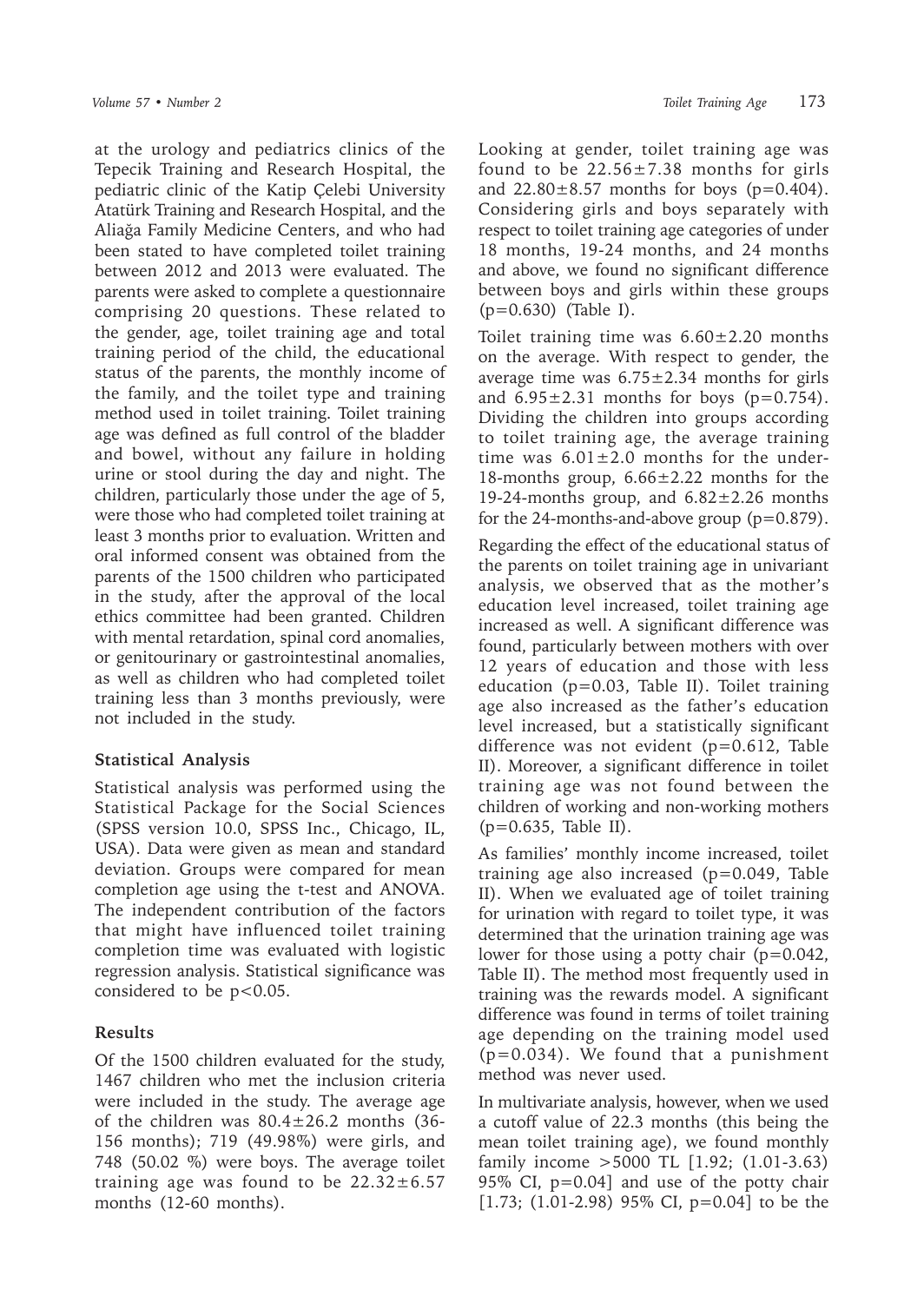at the urology and pediatrics clinics of the Tepecik Training and Research Hospital, the pediatric clinic of the Katip Çelebi University Atatürk Training and Research Hospital, and the Aliağa Family Medicine Centers, and who had been stated to have completed toilet training between 2012 and 2013 were evaluated. The parents were asked to complete a questionnaire comprising 20 questions. These related to the gender, age, toilet training age and total training period of the child, the educational status of the parents, the monthly income of the family, and the toilet type and training method used in toilet training. Toilet training age was defined as full control of the bladder and bowel, without any failure in holding urine or stool during the day and night. The children, particularly those under the age of 5, were those who had completed toilet training at least 3 months prior to evaluation. Written and oral informed consent was obtained from the parents of the 1500 children who participated in the study, after the approval of the local ethics committee had been granted. Children with mental retardation, spinal cord anomalies, or genitourinary or gastrointestinal anomalies, as well as children who had completed toilet training less than 3 months previously, were not included in the study.

### Statistical Analysis

Statistical analysis was performed using the Statistical Package for the Social Sciences (SPSS version 10.0, SPSS Inc., Chicago, IL, USA). Data were given as mean and standard deviation. Groups were compared for mean completion age using the t-test and ANOVA. The independent contribution of the factors that might have influenced toilet training completion time was evaluated with logistic regression analysis. Statistical significance was considered to be $p<0.05$.

### Results

Of the 1500 children evaluated for the study, 1467 children who met the inclusion criteria were included in the study. The average age of the children was $80.4\pm26.2$ months (36-156 months); 719 (49.98%) were girls, and 748 (50.02 %) were boys. The average toilet training age was found to be $22.32\pm6.57$ months (12-60 months).

Looking at gender, toilet training age was found to be $22.56\pm7.38$ months for girls and $22.80\pm8.57$ months for boys ($p=0.404$). Considering girls and boys separately with respect to toilet training age categories of under 18 months, 19-24 months, and 24 months and above, we found no significant difference between boys and girls within these groups ($p=0.630$) (Table I).

Toilet training time was $6.60\pm2.20$ months on the average. With respect to gender, the average time was $6.75\pm2.34$ months for girls and $6.95\pm2.31$ months for boys ($p=0.754$). Dividing the children into groups according to toilet training age, the average training time was $6.01\pm2.0$ months for the under-18-months group, $6.66\pm2.22$ months for the 19-24-months group, and $6.82\pm2.26$ months for the 24-months-and-above group ($p=0.879$).

Regarding the effect of the educational status of the parents on toilet training age in univariant analysis, we observed that as the mother's education level increased, toilet training age increased as well. A significant difference was found, particularly between mothers with over 12 years of education and those with less education ($p=0.03$, Table II). Toilet training age also increased as the father's education level increased, but a statistically significant difference was not evident ($p=0.612$, Table II). Moreover, a significant difference in toilet training age was not found between the children of working and non-working mothers ($p=0.635$, Table II).

As families' monthly income increased, toilet training age also increased ($p=0.049$, Table II). When we evaluated age of toilet training for urination with regard to toilet type, it was determined that the urination training age was lower for those using a potty chair ($p=0.042$, Table II). The method most frequently used in training was the rewards model. A significant difference was found in terms of toilet training age depending on the training model used ($p=0.034$). We found that a punishment method was never used.

In multivariate analysis, however, when we used a cutoff value of 22.3 months (this being the mean toilet training age), we found monthly family income >5000 TL [1.92; (1.01-3.63) 95% CI, $p=0.04$] and use of the potty chair [1.73; (1.01-2.98) 95% CI, $p=0.04$] to be the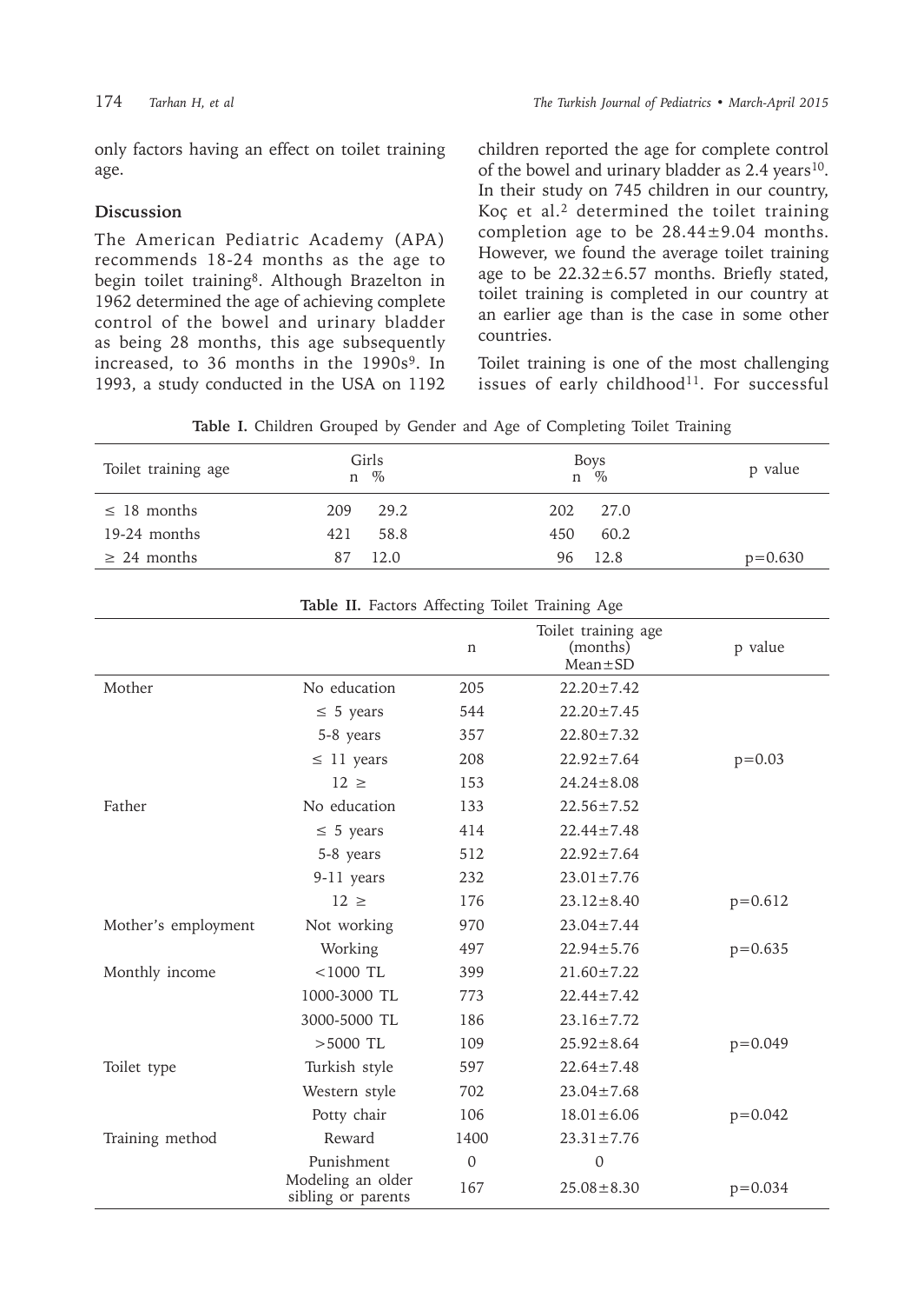only factors having an effect on toilet training age.

## Discussion

The American Pediatric Academy (APA) recommends 18-24 months as the age to begin toilet training[8]. Although Brazelton in 1962 determined the age of achieving complete control of the bowel and urinary bladder as being 28 months, this age subsequently increased, to 36 months in the 1990s[9]. In 1993, a study conducted in the USA on 1192 children reported the age for complete control of the bowel and urinary bladder as 2.4 years[10]. In their study on 745 children in our country, Koç et al.[2] determined the toilet training completion age to be 28.44±9.04 months. However, we found the average toilet training age to be 22.32±6.57 months. Briefly stated, toilet training is completed in our country at an earlier age than is the case in some other countries.

Toilet training is one of the most challenging issues of early childhood[11]. For successful

**Table I.** Children Grouped by Gender and Age of Completing Toilet Training

| Toilet training age | Girls n | Girls % | Boys n | Boys % | p value |
|---|---|---|---|---|---|
| ≤ 18 months | 209 | 29.2 | 202 | 27.0 | |
| 19-24 months | 421 | 58.8 | 450 | 60.2 | |
| ≥ 24 months | 87 | 12.0 | 96 | 12.8 | p=0.630 |

**Table II.** Factors Affecting Toilet Training Age

| | | n | Toilet training age (months) Mean±SD | p value |
|---|---|---|---|---|
| Mother | No education | 205 | 22.20±7.42 | |
| | ≤ 5 years | 544 | 22.20±7.45 | |
| | 5-8 years | 357 | 22.80±7.32 | |
| | ≤ 11 years | 208 | 22.92±7.64 | p=0.03 |
| | 12 ≥ | 153 | 24.24±8.08 | |
| Father | No education | 133 | 22.56±7.52 | |
| | ≤ 5 years | 414 | 22.44±7.48 | |
| | 5-8 years | 512 | 22.92±7.64 | |
| | 9-11 years | 232 | 23.01±7.76 | |
| | 12 ≥ | 176 | 23.12±8.40 | p=0.612 |
| Mother's employment | Not working | 970 | 23.04±7.44 | |
| | Working | 497 | 22.94±5.76 | p=0.635 |
| Monthly income | <1000 TL | 399 | 21.60±7.22 | |
| | 1000-3000 TL | 773 | 22.44±7.42 | |
| | 3000-5000 TL | 186 | 23.16±7.72 | |
| | >5000 TL | 109 | 25.92±8.64 | p=0.049 |
| Toilet type | Turkish style | 597 | 22.64±7.48 | |
| | Western style | 702 | 23.04±7.68 | |
| | Potty chair | 106 | 18.01±6.06 | p=0.042 |
| Training method | Reward | 1400 | 23.31±7.76 | |
| | Punishment | 0 | 0 | |
| | Modeling an older sibling or parents | 167 | 25.08±8.30 | p=0.034 |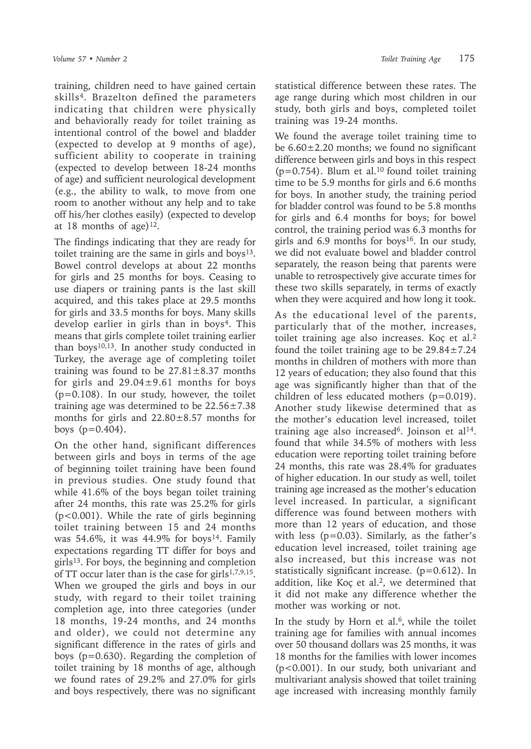training, children need to have gained certain skills[4]. Brazelton defined the parameters indicating that children were physically and behaviorally ready for toilet training as intentional control of the bowel and bladder (expected to develop at 9 months of age), sufficient ability to cooperate in training (expected to develop between 18-24 months of age) and sufficient neurological development (e.g., the ability to walk, to move from one room to another without any help and to take off his/her clothes easily) (expected to develop at 18 months of age)[12].

The findings indicating that they are ready for toilet training are the same in girls and boys[13]. Bowel control develops at about 22 months for girls and 25 months for boys. Ceasing to use diapers or training pants is the last skill acquired, and this takes place at 29.5 months for girls and 33.5 months for boys. Many skills develop earlier in girls than in boys[4]. This means that girls complete toilet training earlier than boys[10,13]. In another study conducted in Turkey, the average age of completing toilet training was found to be $27.81\pm8.37$ months for girls and $29.04\pm9.61$ months for boys ($p=0.108$). In our study, however, the toilet training age was determined to be $22.56\pm7.38$ months for girls and $22.80\pm8.57$ months for boys ($p=0.404$).

On the other hand, significant differences between girls and boys in terms of the age of beginning toilet training have been found in previous studies. One study found that while 41.6% of the boys began toilet training after 24 months, this rate was 25.2% for girls ($p<0.001$). While the rate of girls beginning toilet training between 15 and 24 months was 54.6%, it was 44.9% for boys[14]. Family expectations regarding TT differ for boys and girls[13]. For boys, the beginning and completion of TT occur later than is the case for girls[1,7,9,15]. When we grouped the girls and boys in our study, with regard to their toilet training completion age, into three categories (under 18 months, 19-24 months, and 24 months and older), we could not determine any significant difference in the rates of girls and boys ($p=0.630$). Regarding the completion of toilet training by 18 months of age, although we found rates of 29.2% and 27.0% for girls and boys respectively, there was no significant statistical difference between these rates. The age range during which most children in our study, both girls and boys, completed toilet training was 19-24 months.

We found the average toilet training time to be $6.60\pm2.20$ months; we found no significant difference between girls and boys in this respect ($p=0.754$). Blum et al.[10] found toilet training time to be 5.9 months for girls and 6.6 months for boys. In another study, the training period for bladder control was found to be 5.8 months for girls and 6.4 months for boys; for bowel control, the training period was 6.3 months for girls and 6.9 months for boys[16]. In our study, we did not evaluate bowel and bladder control separately, the reason being that parents were unable to retrospectively give accurate times for these two skills separately, in terms of exactly when they were acquired and how long it took.

As the educational level of the parents, particularly that of the mother, increases, toilet training age also increases. Koç et al.[2] found the toilet training age to be $29.84\pm7.24$ months in children of mothers with more than 12 years of education; they also found that this age was significantly higher than that of the children of less educated mothers ($p=0.019$). Another study likewise determined that as the mother's education level increased, toilet training age also increased[6]. Joinson et al[14]. found that while 34.5% of mothers with less education were reporting toilet training before 24 months, this rate was 28.4% for graduates of higher education. In our study as well, toilet training age increased as the mother's education level increased. In particular, a significant difference was found between mothers with more than 12 years of education, and those with less ($p=0.03$). Similarly, as the father's education level increased, toilet training age also increased, but this increase was not statistically significant increase. ($p=0.612$). In addition, like Koç et al.[2], we determined that it did not make any difference whether the mother was working or not.

In the study by Horn et al.[6], while the toilet training age for families with annual incomes over 50 thousand dollars was 25 months, it was 18 months for the families with lower incomes ($p<0.001$). In our study, both univariant and multivariant analysis showed that toilet training age increased with increasing monthly family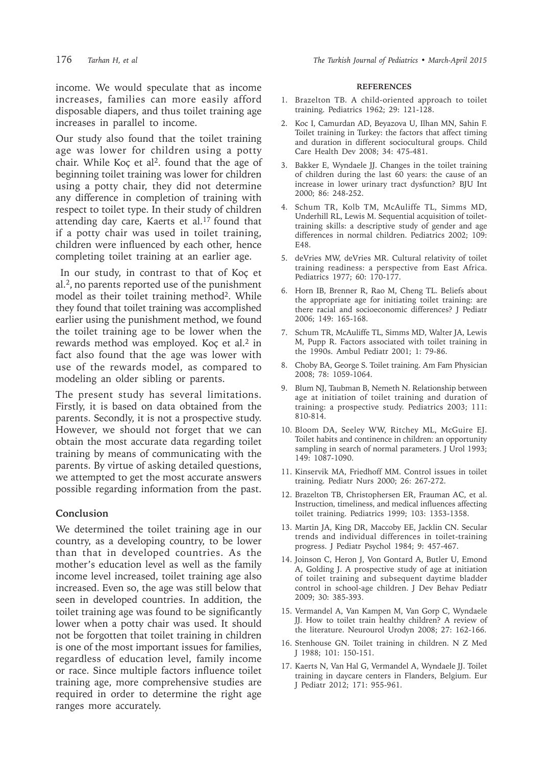income. We would speculate that as income increases, families can more easily afford disposable diapers, and thus toilet training age increases in parallel to income.

Our study also found that the toilet training age was lower for children using a potty chair. While Koç et al[2]. found that the age of beginning toilet training was lower for children using a potty chair, they did not determine any difference in completion of training with respect to toilet type. In their study of children attending day care, Kaerts et al.[17] found that if a potty chair was used in toilet training, children were influenced by each other, hence completing toilet training at an earlier age.

In our study, in contrast to that of Koç et al.[2], no parents reported use of the punishment model as their toilet training method[2]. While they found that toilet training was accomplished earlier using the punishment method, we found the toilet training age to be lower when the rewards method was employed. Koç et al.[2] in fact also found that the age was lower with use of the rewards model, as compared to modeling an older sibling or parents.

The present study has several limitations. Firstly, it is based on data obtained from the parents. Secondly, it is not a prospective study. However, we should not forget that we can obtain the most accurate data regarding toilet training by means of communicating with the parents. By virtue of asking detailed questions, we attempted to get the most accurate answers possible regarding information from the past.

## Conclusion

We determined the toilet training age in our country, as a developing country, to be lower than that in developed countries. As the mother's education level as well as the family income level increased, toilet training age also increased. Even so, the age was still below that seen in developed countries. In addition, the toilet training age was found to be significantly lower when a potty chair was used. It should not be forgotten that toilet training in children is one of the most important issues for families, regardless of education level, family income or race. Since multiple factors influence toilet training age, more comprehensive studies are required in order to determine the right age ranges more accurately.

## REFERENCES

1. Brazelton TB. A child-oriented approach to toilet training. Pediatrics 1962; 29: 121-128.
2. Koc I, Camurdan AD, Beyazova U, Ilhan MN, Sahin F. Toilet training in Turkey: the factors that affect timing and duration in different sociocultural groups. Child Care Health Dev 2008; 34: 475-481.
3. Bakker E, Wyndaele JJ. Changes in the toilet training of children during the last 60 years: the cause of an increase in lower urinary tract dysfunction? BJU Int 2000; 86: 248-252.
4. Schum TR, Kolb TM, McAuliffe TL, Simms MD, Underhill RL, Lewis M. Sequential acquisition of toilet-training skills: a descriptive study of gender and age differences in normal children. Pediatrics 2002; 109: E48.
5. deVries MW, deVries MR. Cultural relativity of toilet training readiness: a perspective from East Africa. Pediatrics 1977; 60: 170-177.
6. Horn IB, Brenner R, Rao M, Cheng TL. Beliefs about the appropriate age for initiating toilet training: are there racial and socioeconomic differences? J Pediatr 2006; 149: 165-168.
7. Schum TR, McAuliffe TL, Simms MD, Walter JA, Lewis M, Pupp R. Factors associated with toilet training in the 1990s. Ambul Pediatr 2001; 1: 79-86.
8. Choby BA, George S. Toilet training. Am Fam Physician 2008; 78: 1059-1064.
9. Blum NJ, Taubman B, Nemeth N. Relationship between age at initiation of toilet training and duration of training: a prospective study. Pediatrics 2003; 111: 810-814.
10. Bloom DA, Seeley WW, Ritchey ML, McGuire EJ. Toilet habits and continence in children: an opportunity sampling in search of normal parameters. J Urol 1993; 149: 1087-1090.
11. Kinservik MA, Friedhoff MM. Control issues in toilet training. Pediatr Nurs 2000; 26: 267-272.
12. Brazelton TB, Christophersen ER, Frauman AC, et al. Instruction, timeliness, and medical influences affecting toilet training. Pediatrics 1999; 103: 1353-1358.
13. Martin JA, King DR, Maccoby EE, Jacklin CN. Secular trends and individual differences in toilet-training progress. J Pediatr Psychol 1984; 9: 457-467.
14. Joinson C, Heron J, Von Gontard A, Butler U, Emond A, Golding J. A prospective study of age at initiation of toilet training and subsequent daytime bladder control in school-age children. J Dev Behav Pediatr 2009; 30: 385-393.
15. Vermandel A, Van Kampen M, Van Gorp C, Wyndaele JJ. How to toilet train healthy children? A review of the literature. Neurourol Urodyn 2008; 27: 162-166.
16. Stenhouse GN. Toilet training in children. N Z Med J 1988; 101: 150-151.
17. Kaerts N, Van Hal G, Vermandel A, Wyndaele JJ. Toilet training in daycare centers in Flanders, Belgium. Eur J Pediatr 2012; 171: 955-961.